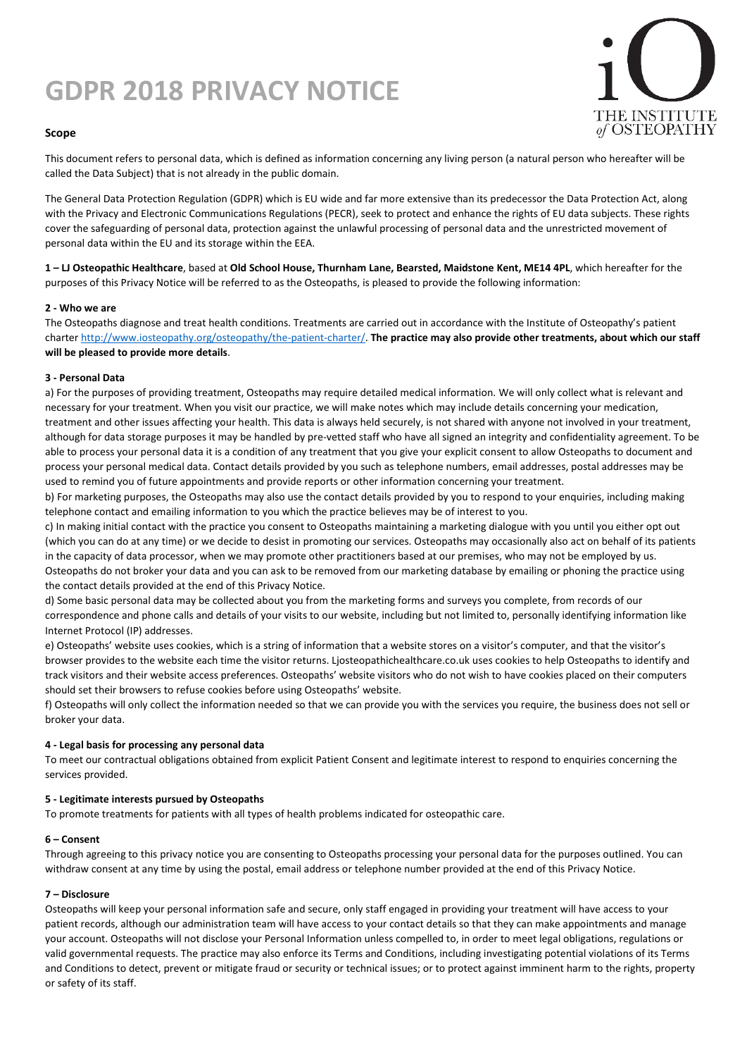# GDPR 2018 PRIVACY NOTICE

### Scope

This document refers to personal data, which is defined as information concerning any living person (a natural person who hereafter will be called the Data Subject) that is not already in the public domain.

The General Data Protection Regulation (GDPR) which is EU wide and far more extensive than its predecessor the Data Protection Act, along with the Privacy and Electronic Communications Regulations (PECR), seek to protect and enhance the rights of EU data subjects. These rights cover the safeguarding of personal data, protection against the unlawful processing of personal data and the unrestricted movement of personal data within the EU and its storage within the EEA.

**1 – LJ Osteopathic Healthcare**, based at **Old School House, Thurnham Lane, Bearsted, Maidstone Kent, ME14 4PL**, which hereafter for the purposes of this Privacy Notice will be referred to as the Osteopaths, is pleased to provide the following information:

### 2 - Who we are

The Osteopaths diagnose and treat health conditions. Treatments are carried out in accordance with the Institute of Osteopathy's patient charter http://www.iosteopathy.org/osteopathy/the-patient-charter/. **The practice may also provide other treatments, about which our staff will be pleased to provide more details**.

### 3 - Personal Data

a) For the purposes of providing treatment, Osteopaths may require detailed medical information. We will only collect what is relevant and necessary for your treatment. When you visit our practice, we will make notes which may include details concerning your medication, treatment and other issues affecting your health. This data is always held securely, is not shared with anyone not involved in your treatment, although for data storage purposes it may be handled by pre-vetted staff who have all signed an integrity and confidentiality agreement. To be able to process your personal data it is a condition of any treatment that you give your explicit consent to allow Osteopaths to document and process your personal medical data. Contact details provided by you such as telephone numbers, email addresses, postal addresses may be used to remind you of future appointments and provide reports or other information concerning your treatment.

b) For marketing purposes, the Osteopaths may also use the contact details provided by you to respond to your enquiries, including making telephone contact and emailing information to you which the practice believes may be of interest to you.

c) In making initial contact with the practice you consent to Osteopaths maintaining a marketing dialogue with you until you either opt out (which you can do at any time) or we decide to desist in promoting our services. Osteopaths may occasionally also act on behalf of its patients in the capacity of data processor, when we may promote other practitioners based at our premises, who may not be employed by us. Osteopaths do not broker your data and you can ask to be removed from our marketing database by emailing or phoning the practice using the contact details provided at the end of this Privacy Notice.

d) Some basic personal data may be collected about you from the marketing forms and surveys you complete, from records of our correspondence and phone calls and details of your visits to our website, including but not limited to, personally identifying information like Internet Protocol (IP) addresses.

e) Osteopaths' website uses cookies, which is a string of information that a website stores on a visitor's computer, and that the visitor's browser provides to the website each time the visitor returns. Ljosteopathichealthcare.co.uk uses cookies to help Osteopaths to identify and track visitors and their website access preferences. Osteopaths' website visitors who do not wish to have cookies placed on their computers should set their browsers to refuse cookies before using Osteopaths' website.

f) Osteopaths will only collect the information needed so that we can provide you with the services you require, the business does not sell or broker your data.

### 4 - Legal basis for processing any personal data

To meet our contractual obligations obtained from explicit Patient Consent and legitimate interest to respond to enquiries concerning the services provided.

### 5 - Legitimate interests pursued by Osteopaths

To promote treatments for patients with all types of health problems indicated for osteopathic care.

### 6 – Consent

Through agreeing to this privacy notice you are consenting to Osteopaths processing your personal data for the purposes outlined. You can withdraw consent at any time by using the postal, email address or telephone number provided at the end of this Privacy Notice.

### 7 – Disclosure

Osteopaths will keep your personal information safe and secure, only staff engaged in providing your treatment will have access to your patient records, although our administration team will have access to your contact details so that they can make appointments and manage your account. Osteopaths will not disclose your Personal Information unless compelled to, in order to meet legal obligations, regulations or valid governmental requests. The practice may also enforce its Terms and Conditions, including investigating potential violations of its Terms and Conditions to detect, prevent or mitigate fraud or security or technical issues; or to protect against imminent harm to the rights, property or safety of its staff.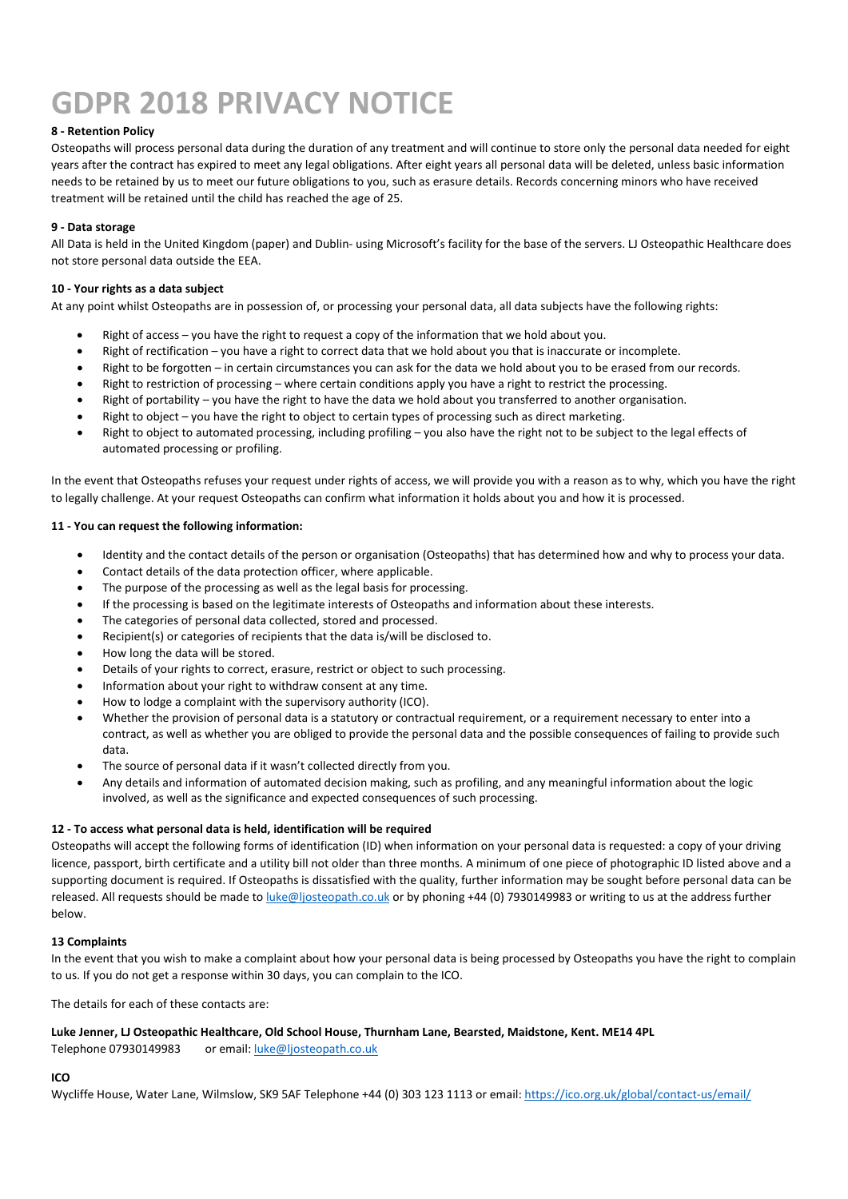# GDPR 2018 PRIVACY NOTICE

**8 - Retention Policy**

Osteopaths will process personal data during the duration of any treatment and will continue to store only the personal data needed for eight years after the contract has expired to meet any legal obligations. After eight years all personal data will be deleted, unless basic information needs to be retained by us to meet our future obligations to you, such as erasure details. Records concerning minors who have received treatment will be retained until the child has reached the age of 25.

**9 - Data storage**

All Data is held in the United Kingdom (paper) and Dublin- using Microsoft's facility for the base of the servers. LJ Osteopathic Healthcare does not store personal data outside the EEA.

**10 - Your rights as a data subject**

At any point whilst Osteopaths are in possession of, or processing your personal data, all data subjects have the following rights:

- Right of access – you have the right to request a copy of the information that we hold about you.
- Right of rectification – you have a right to correct data that we hold about you that is inaccurate or incomplete.
- Right to be forgotten – in certain circumstances you can ask for the data we hold about you to be erased from our records.
- Right to restriction of processing – where certain conditions apply you have a right to restrict the processing.
- Right of portability – you have the right to have the data we hold about you transferred to another organisation.
- Right to object – you have the right to object to certain types of processing such as direct marketing.
- Right to object to automated processing, including profiling – you also have the right not to be subject to the legal effects of automated processing or profiling.

In the event that Osteopaths refuses your request under rights of access, we will provide you with a reason as to why, which you have the right to legally challenge. At your request Osteopaths can confirm what information it holds about you and how it is processed.

**11 - You can request the following information:**

- Identity and the contact details of the person or organisation (Osteopaths) that has determined how and why to process your data.
- Contact details of the data protection officer, where applicable.
- The purpose of the processing as well as the legal basis for processing.
- If the processing is based on the legitimate interests of Osteopaths and information about these interests.
- The categories of personal data collected, stored and processed.
- Recipient(s) or categories of recipients that the data is/will be disclosed to.
- How long the data will be stored.
- Details of your rights to correct, erasure, restrict or object to such processing.
- Information about your right to withdraw consent at any time.
- How to lodge a complaint with the supervisory authority (ICO).
- Whether the provision of personal data is a statutory or contractual requirement, or a requirement necessary to enter into a contract, as well as whether you are obliged to provide the personal data and the possible consequences of failing to provide such data.
- The source of personal data if it wasn't collected directly from you.
- Any details and information of automated decision making, such as profiling, and any meaningful information about the logic involved, as well as the significance and expected consequences of such processing.

**12 - To access what personal data is held, identification will be required**

Osteopaths will accept the following forms of identification (ID) when information on your personal data is requested: a copy of your driving licence, passport, birth certificate and a utility bill not older than three months. A minimum of one piece of photographic ID listed above and a supporting document is required. If Osteopaths is dissatisfied with the quality, further information may be sought before personal data can be released. All requests should be made to luke@ljosteopath.co.uk or by phoning +44 (0) 7930149983 or writing to us at the address further below.

**13 Complaints**

In the event that you wish to make a complaint about how your personal data is being processed by Osteopaths you have the right to complain to us. If you do not get a response within 30 days, you can complain to the ICO.

The details for each of these contacts are:

**Luke Jenner, LJ Osteopathic Healthcare, Old School House, Thurnham Lane, Bearsted, Maidstone, Kent. ME14 4PL**

Telephone 07930149983 or email: luke@ljosteopath.co.uk

**ICO**

Wycliffe House, Water Lane, Wilmslow, SK9 5AF Telephone +44 (0) 303 123 1113 or email: https://ico.org.uk/global/contact-us/email/